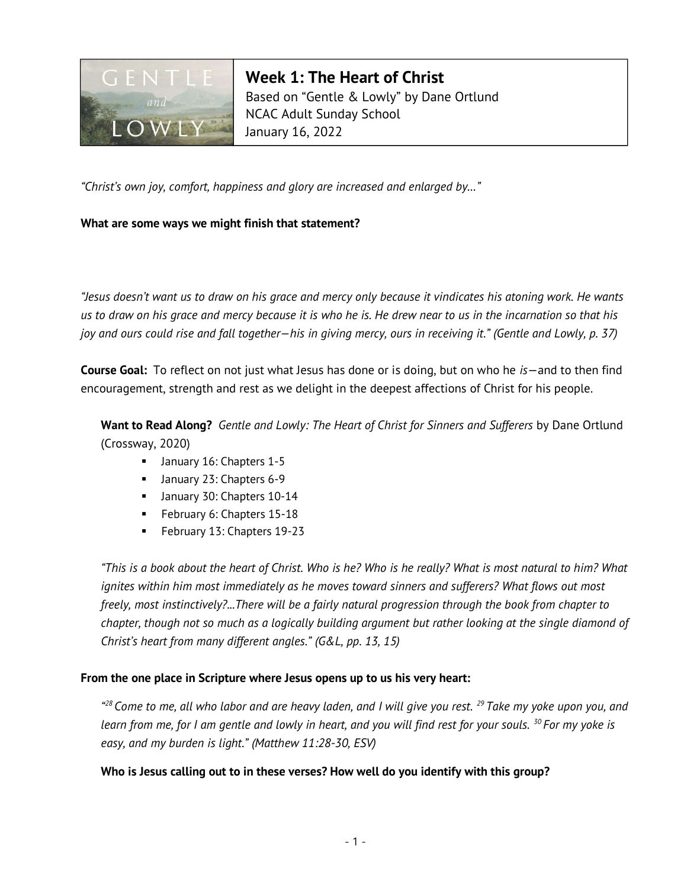# Week 1: The Heart of Christ

Based on "Gentle & Lowly" by Dane Ortlund
NCAC Adult Sunday School
January 16, 2022

*"Christ's own joy, comfort, happiness and glory are increased and enlarged by…"*

**What are some ways we might finish that statement?**

*"Jesus doesn't want us to draw on his grace and mercy only because it vindicates his atoning work. He wants us to draw on his grace and mercy because it is who he is. He drew near to us in the incarnation so that his joy and ours could rise and fall together—his in giving mercy, ours in receiving it." (Gentle and Lowly, p. 37)*

**Course Goal:** To reflect on not just what Jesus has done or is doing, but on who he *is*—and to then find encouragement, strength and rest as we delight in the deepest affections of Christ for his people.

> **Want to Read Along?** *Gentle and Lowly: The Heart of Christ for Sinners and Sufferers* by Dane Ortlund (Crossway, 2020)
>
> - January 16: Chapters 1-5
> - January 23: Chapters 6-9
> - January 30: Chapters 10-14
> - February 6: Chapters 15-18
> - February 13: Chapters 19-23

> *"This is a book about the heart of Christ. Who is he? Who is he really? What is most natural to him? What ignites within him most immediately as he moves toward sinners and sufferers? What flows out most freely, most instinctively?…There will be a fairly natural progression through the book from chapter to chapter, though not so much as a logically building argument but rather looking at the single diamond of Christ's heart from many different angles." (G&L, pp. 13, 15)*

**From the one place in Scripture where Jesus opens up to us his very heart:**

> *"[28] Come to me, all who labor and are heavy laden, and I will give you rest. [29] Take my yoke upon you, and learn from me, for I am gentle and lowly in heart, and you will find rest for your souls. [30] For my yoke is easy, and my burden is light." (Matthew 11:28-30, ESV)*

**Who is Jesus calling out to in these verses? How well do you identify with this group?**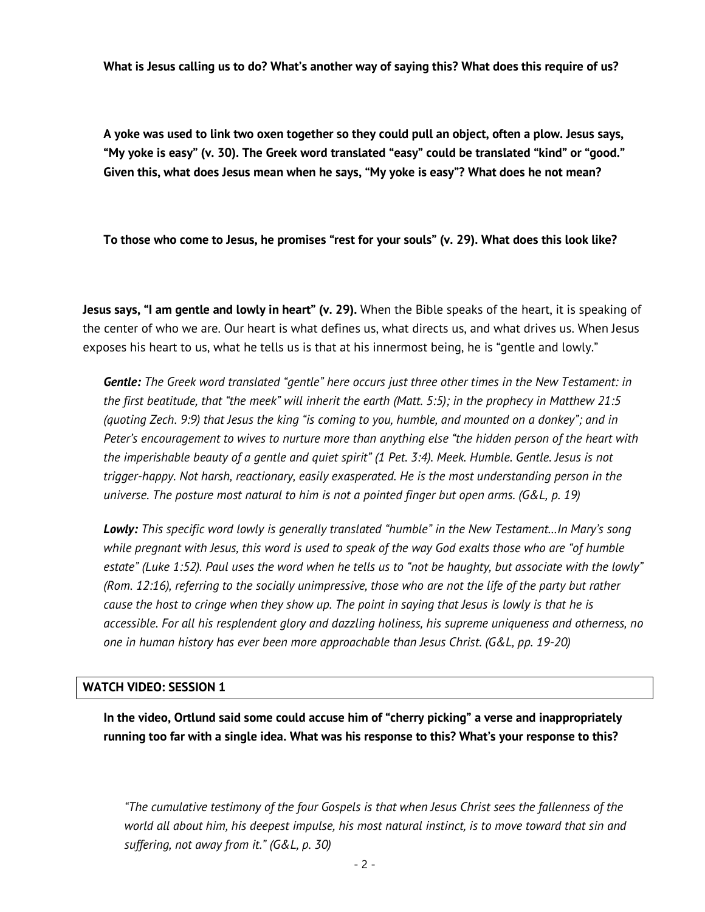**What is Jesus calling us to do? What's another way of saying this? What does this require of us?**

**A yoke was used to link two oxen together so they could pull an object, often a plow. Jesus says, "My yoke is easy" (v. 30). The Greek word translated "easy" could be translated "kind" or "good." Given this, what does Jesus mean when he says, "My yoke is easy"? What does he not mean?**

**To those who come to Jesus, he promises "rest for your souls" (v. 29). What does this look like?**

**Jesus says, "I am gentle and lowly in heart" (v. 29).** When the Bible speaks of the heart, it is speaking of the center of who we are. Our heart is what defines us, what directs us, and what drives us. When Jesus exposes his heart to us, what he tells us is that at his innermost being, he is "gentle and lowly."

> ***Gentle:*** *The Greek word translated "gentle" here occurs just three other times in the New Testament: in the first beatitude, that "the meek" will inherit the earth (Matt. 5:5); in the prophecy in Matthew 21:5 (quoting Zech. 9:9) that Jesus the king "is coming to you, humble, and mounted on a donkey"; and in Peter's encouragement to wives to nurture more than anything else "the hidden person of the heart with the imperishable beauty of a gentle and quiet spirit" (1 Pet. 3:4). Meek. Humble. Gentle. Jesus is not trigger-happy. Not harsh, reactionary, easily exasperated. He is the most understanding person in the universe. The posture most natural to him is not a pointed finger but open arms. (G&L, p. 19)*

> ***Lowly:*** *This specific word lowly is generally translated "humble" in the New Testament...In Mary's song while pregnant with Jesus, this word is used to speak of the way God exalts those who are "of humble estate" (Luke 1:52). Paul uses the word when he tells us to "not be haughty, but associate with the lowly" (Rom. 12:16), referring to the socially unimpressive, those who are not the life of the party but rather cause the host to cringe when they show up. The point in saying that Jesus is lowly is that he is accessible. For all his resplendent glory and dazzling holiness, his supreme uniqueness and otherness, no one in human history has ever been more approachable than Jesus Christ. (G&L, pp. 19-20)*

## WATCH VIDEO: SESSION 1

**In the video, Ortlund said some could accuse him of "cherry picking" a verse and inappropriately running too far with a single idea. What was his response to this? What's your response to this?**

> *"The cumulative testimony of the four Gospels is that when Jesus Christ sees the fallenness of the world all about him, his deepest impulse, his most natural instinct, is to move toward that sin and suffering, not away from it." (G&L, p. 30)*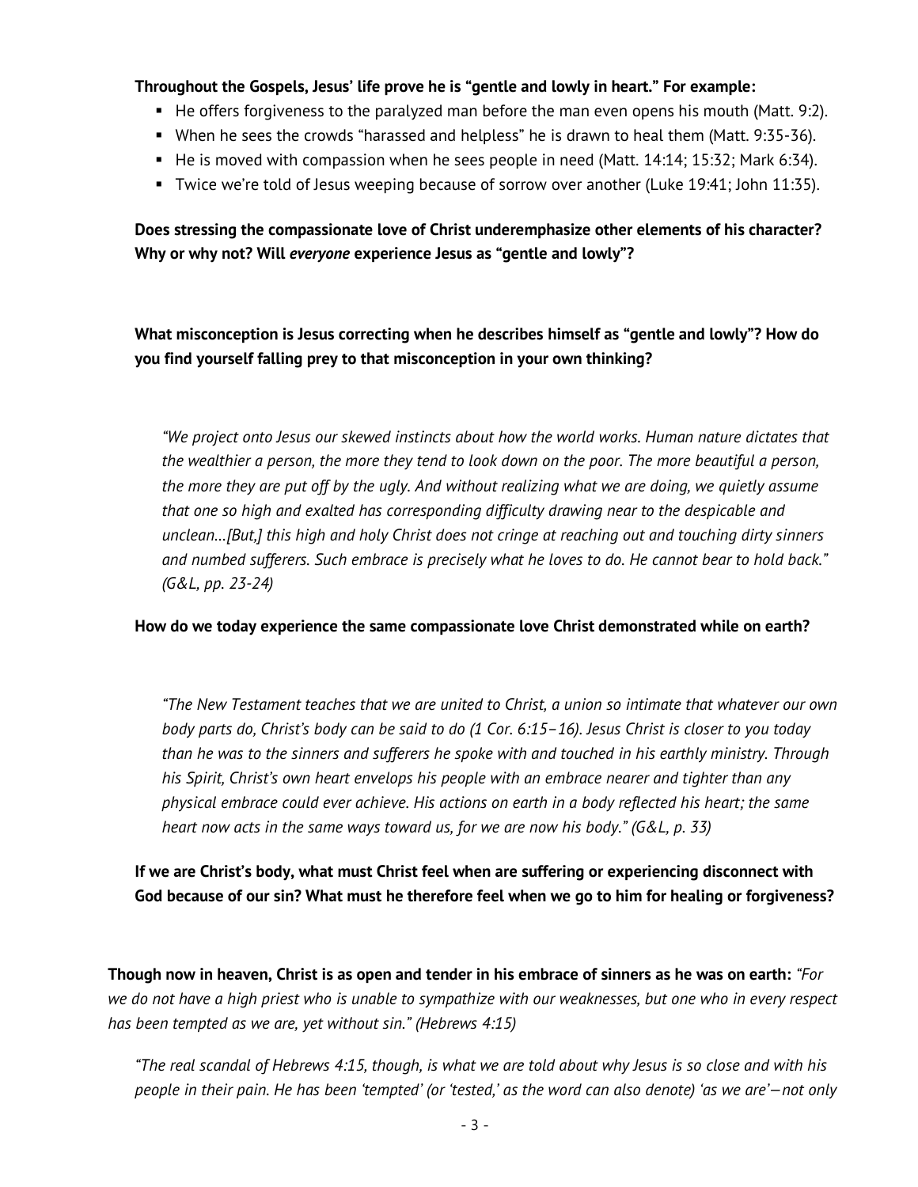**Throughout the Gospels, Jesus' life prove he is "gentle and lowly in heart." For example:**

- He offers forgiveness to the paralyzed man before the man even opens his mouth (Matt. 9:2).
- When he sees the crowds "harassed and helpless" he is drawn to heal them (Matt. 9:35-36).
- He is moved with compassion when he sees people in need (Matt. 14:14; 15:32; Mark 6:34).
- Twice we're told of Jesus weeping because of sorrow over another (Luke 19:41; John 11:35).

**Does stressing the compassionate love of Christ underemphasize other elements of his character? Why or why not? Will *everyone* experience Jesus as "gentle and lowly"?**

**What misconception is Jesus correcting when he describes himself as "gentle and lowly"? How do you find yourself falling prey to that misconception in your own thinking?**

*"We project onto Jesus our skewed instincts about how the world works. Human nature dictates that the wealthier a person, the more they tend to look down on the poor. The more beautiful a person, the more they are put off by the ugly. And without realizing what we are doing, we quietly assume that one so high and exalted has corresponding difficulty drawing near to the despicable and unclean…[But,] this high and holy Christ does not cringe at reaching out and touching dirty sinners and numbed sufferers. Such embrace is precisely what he loves to do. He cannot bear to hold back." (G&L, pp. 23-24)*

**How do we today experience the same compassionate love Christ demonstrated while on earth?**

*"The New Testament teaches that we are united to Christ, a union so intimate that whatever our own body parts do, Christ's body can be said to do (1 Cor. 6:15–16). Jesus Christ is closer to you today than he was to the sinners and sufferers he spoke with and touched in his earthly ministry. Through his Spirit, Christ's own heart envelops his people with an embrace nearer and tighter than any physical embrace could ever achieve. His actions on earth in a body reflected his heart; the same heart now acts in the same ways toward us, for we are now his body." (G&L, p. 33)*

**If we are Christ's body, what must Christ feel when are suffering or experiencing disconnect with God because of our sin? What must he therefore feel when we go to him for healing or forgiveness?**

**Though now in heaven, Christ is as open and tender in his embrace of sinners as he was on earth:** *"For we do not have a high priest who is unable to sympathize with our weaknesses, but one who in every respect has been tempted as we are, yet without sin." (Hebrews 4:15)*

*"The real scandal of Hebrews 4:15, though, is what we are told about why Jesus is so close and with his people in their pain. He has been 'tempted' (or 'tested,' as the word can also denote) 'as we are'—not only*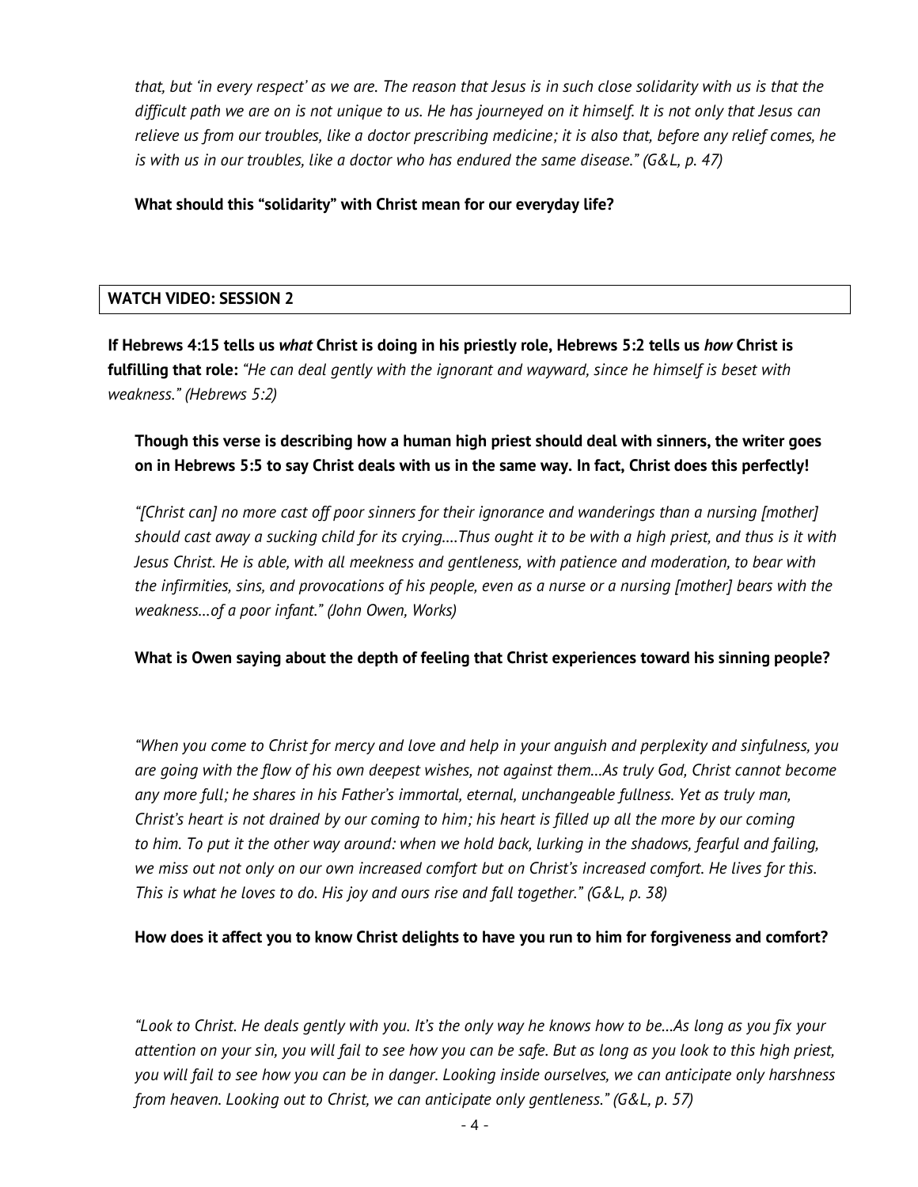*that, but 'in every respect' as we are. The reason that Jesus is in such close solidarity with us is that the difficult path we are on is not unique to us. He has journeyed on it himself. It is not only that Jesus can relieve us from our troubles, like a doctor prescribing medicine; it is also that, before any relief comes, he is with us in our troubles, like a doctor who has endured the same disease." (G&L, p. 47)*

**What should this "solidarity" with Christ mean for our everyday life?**

| WATCH VIDEO: SESSION 2 |
|---|

**If Hebrews 4:15 tells us *what* Christ is doing in his priestly role, Hebrews 5:2 tells us *how* Christ is fulfilling that role:** *"He can deal gently with the ignorant and wayward, since he himself is beset with weakness." (Hebrews 5:2)*

**Though this verse is describing how a human high priest should deal with sinners, the writer goes on in Hebrews 5:5 to say Christ deals with us in the same way. In fact, Christ does this perfectly!**

*"[Christ can] no more cast off poor sinners for their ignorance and wanderings than a nursing [mother] should cast away a sucking child for its crying....Thus ought it to be with a high priest, and thus is it with Jesus Christ. He is able, with all meekness and gentleness, with patience and moderation, to bear with the infirmities, sins, and provocations of his people, even as a nurse or a nursing [mother] bears with the weakness...of a poor infant." (John Owen, Works)*

**What is Owen saying about the depth of feeling that Christ experiences toward his sinning people?**

*"When you come to Christ for mercy and love and help in your anguish and perplexity and sinfulness, you are going with the flow of his own deepest wishes, not against them...As truly God, Christ cannot become any more full; he shares in his Father's immortal, eternal, unchangeable fullness. Yet as truly man, Christ's heart is not drained by our coming to him; his heart is filled up all the more by our coming to him. To put it the other way around: when we hold back, lurking in the shadows, fearful and failing, we miss out not only on our own increased comfort but on Christ's increased comfort. He lives for this. This is what he loves to do. His joy and ours rise and fall together." (G&L, p. 38)*

**How does it affect you to know Christ delights to have you run to him for forgiveness and comfort?**

*"Look to Christ. He deals gently with you. It's the only way he knows how to be...As long as you fix your attention on your sin, you will fail to see how you can be safe. But as long as you look to this high priest, you will fail to see how you can be in danger. Looking inside ourselves, we can anticipate only harshness from heaven. Looking out to Christ, we can anticipate only gentleness." (G&L, p. 57)*